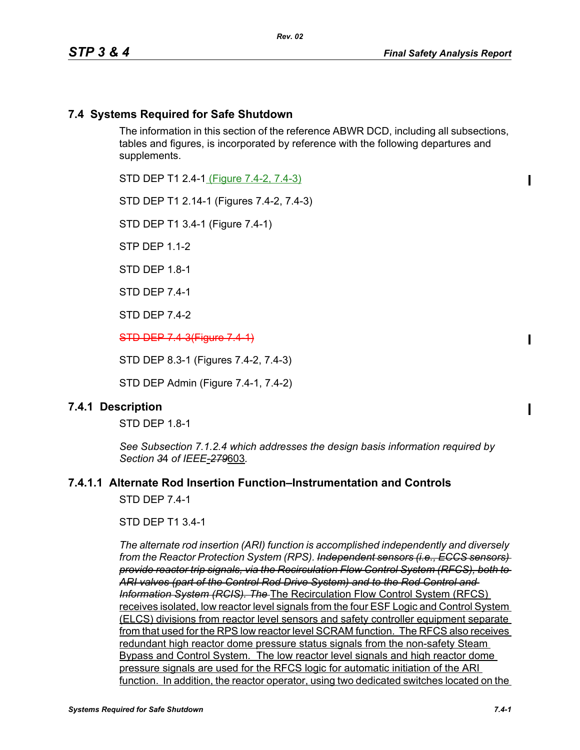## 7.4 Systems Required for Safe Shutdown

The information in this section of the reference ABWR DCD, including all subsections, tables and figures, is incorporated by reference with the following departures and supplements.

STD DEP T1 2.4-1 (Figure 7.4-2, 7.4-3)

STD DEP T1 2.14-1 (Figures 7.4-2, 7.4-3)

STD DEP T1 3.4-1 (Figure 7.4-1)

STP DEP 1.1-2

STD DEP 1.8-1

STD DEP 7.4-1

STD DEP 7.4-2

~~STD DEP 7.4-3(Figure 7.4-1)~~

STD DEP 8.3-1 (Figures 7.4-2, 7.4-3)

STD DEP Admin (Figure 7.4-1, 7.4-2)

### 7.4.1 Description

STD DEP 1.8-1

*See Subsection 7.1.2.4 which addresses the design basis information required by Section ~~3~~4 of IEEE~~-279~~603.*

#### 7.4.1.1 Alternate Rod Insertion Function–Instrumentation and Controls

STD DEP 7.4-1

STD DEP T1 3.4-1

*The alternate rod insertion (ARI) function is accomplished independently and diversely from the Reactor Protection System (RPS). ~~Independent sensors (i.e., ECCS sensors) provide reactor trip signals, via the Recirculation Flow Control System (RFCS), both to ARI valves (part of the Control Rod Drive System) and to the Rod Control and Information System (RCIS). The~~* The Recirculation Flow Control System (RFCS) receives isolated, low reactor level signals from the four ESF Logic and Control System (ELCS) divisions from reactor level sensors and safety controller equipment separate from that used for the RPS low reactor level SCRAM function. The RFCS also receives redundant high reactor dome pressure status signals from the non-safety Steam Bypass and Control System. The low reactor level signals and high reactor dome pressure signals are used for the RFCS logic for automatic initiation of the ARI function. In addition, the reactor operator, using two dedicated switches located on the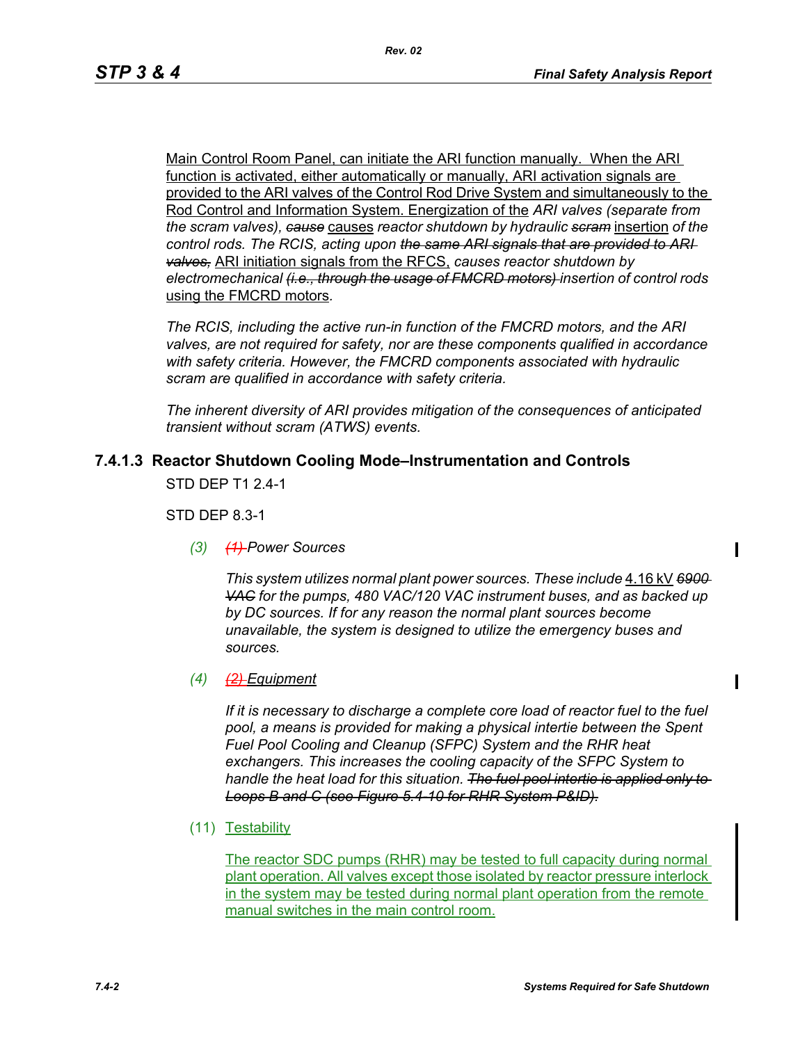Main Control Room Panel, can initiate the ARI function manually. When the ARI function is activated, either automatically or manually, ARI activation signals are provided to the ARI valves of the Control Rod Drive System and simultaneously to the Rod Control and Information System. Energization of the *ARI valves (separate from the scram valves),* ~~*cause*~~ causes *reactor shutdown by hydraulic* ~~*scram*~~ insertion *of the control rods. The RCIS, acting upon* ~~*the same ARI signals that are provided to ARI valves,*~~ ARI initiation signals from the RFCS, *causes reactor shutdown by electromechanical* ~~*(i.e., through the usage of FMCRD motors)*~~ *insertion of control rods* using the FMCRD motors*.*

*The RCIS, including the active run-in function of the FMCRD motors, and the ARI valves, are not required for safety, nor are these components qualified in accordance with safety criteria. However, the FMCRD components associated with hydraulic scram are qualified in accordance with safety criteria.*

*The inherent diversity of ARI provides mitigation of the consequences of anticipated transient without scram (ATWS) events.*

### 7.4.1.3 Reactor Shutdown Cooling Mode–Instrumentation and Controls

STD DEP T1 2.4-1

STD DEP 8.3-1

*(3)* ~~*(1)*~~ *Power Sources*

*This system utilizes normal plant power sources. These include* 4.16 kV ~~*6900 VAC*~~ *for the pumps, 480 VAC/120 VAC instrument buses, and as backed up by DC sources. If for any reason the normal plant sources become unavailable, the system is designed to utilize the emergency buses and sources.*

*(4)* ~~*(2)*~~ *Equipment*

*If it is necessary to discharge a complete core load of reactor fuel to the fuel pool, a means is provided for making a physical intertie between the Spent Fuel Pool Cooling and Cleanup (SFPC) System and the RHR heat exchangers. This increases the cooling capacity of the SFPC System to handle the heat load for this situation.* ~~*The fuel pool intertie is applied only to Loops B and C (see Figure 5.4-10 for RHR System P&ID).*~~

(11) Testability

The reactor SDC pumps (RHR) may be tested to full capacity during normal plant operation. All valves except those isolated by reactor pressure interlock in the system may be tested during normal plant operation from the remote manual switches in the main control room.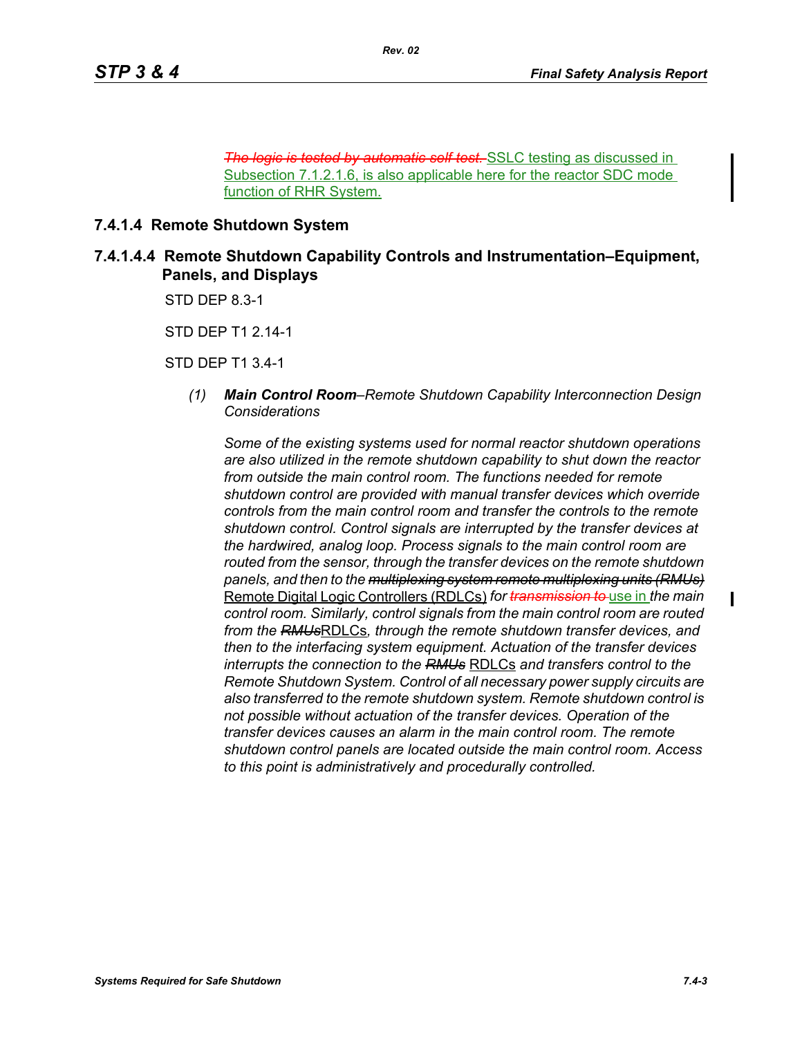~~*The logic is tested by automatic self test.*~~ SSLC testing as discussed in Subsection 7.1.2.1.6, is also applicable here for the reactor SDC mode function of RHR System.

## 7.4.1.4 Remote Shutdown System

### 7.4.1.4.4 Remote Shutdown Capability Controls and Instrumentation–Equipment, Panels, and Displays

STD DEP 8.3-1

STD DEP T1 2.14-1

STD DEP T1 3.4-1

(1) ***Main Control Room***–*Remote Shutdown Capability Interconnection Design Considerations*

*Some of the existing systems used for normal reactor shutdown operations are also utilized in the remote shutdown capability to shut down the reactor from outside the main control room. The functions needed for remote shutdown control are provided with manual transfer devices which override controls from the main control room and transfer the controls to the remote shutdown control. Control signals are interrupted by the transfer devices at the hardwired, analog loop. Process signals to the main control room are routed from the sensor, through the transfer devices on the remote shutdown panels, and then to the* ~~*multiplexing system remote multiplexing units (RMUs)*~~ Remote Digital Logic Controllers (RDLCs) *for* ~~*transmission to*~~ use in *the main control room. Similarly, control signals from the main control room are routed from the* ~~*RMUs*~~RDLCs*, through the remote shutdown transfer devices, and then to the interfacing system equipment. Actuation of the transfer devices interrupts the connection to the* ~~*RMUs*~~ RDLCs *and transfers control to the Remote Shutdown System. Control of all necessary power supply circuits are also transferred to the remote shutdown system. Remote shutdown control is not possible without actuation of the transfer devices. Operation of the transfer devices causes an alarm in the main control room. The remote shutdown control panels are located outside the main control room. Access to this point is administratively and procedurally controlled.*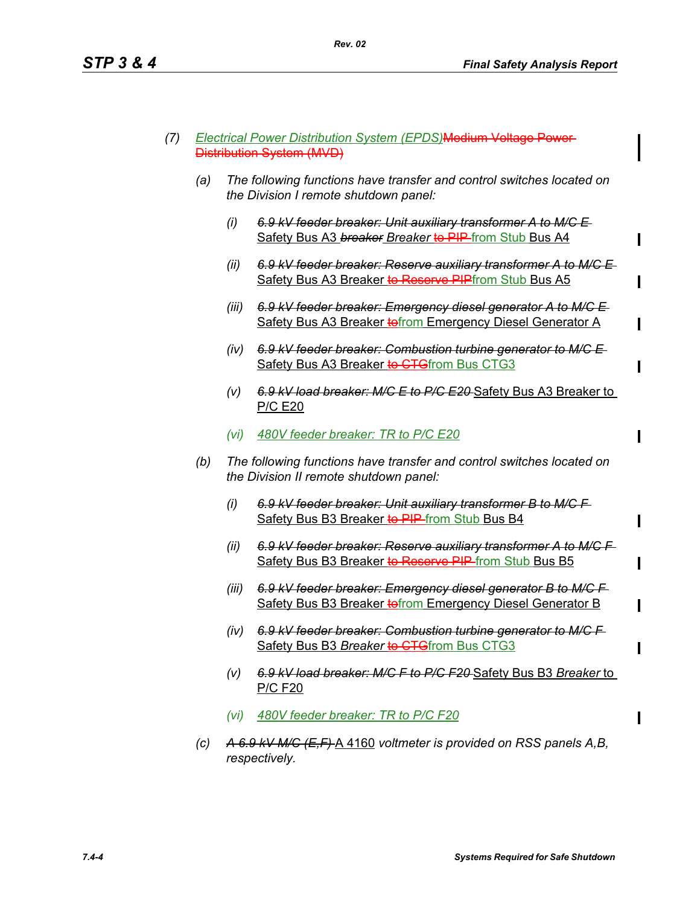(7) *Electrical Power Distribution System (EPDS)*~~Medium Voltage Power Distribution System (MVD)~~

(a) *The following functions have transfer and control switches located on the Division I remote shutdown panel:*

(i) ~~*6.9 kV feeder breaker: Unit auxiliary transformer A to M/C E*~~ Safety Bus A3 ~~*breaker*~~ *Breaker* ~~to PIP~~ from Stub Bus A4

(ii) ~~*6.9 kV feeder breaker: Reserve auxiliary transformer A to M/C E*~~ Safety Bus A3 Breaker ~~to Reserve PIP~~from Stub Bus A5

(iii) ~~*6.9 kV feeder breaker: Emergency diesel generator A to M/C E*~~ Safety Bus A3 Breaker ~~to~~from Emergency Diesel Generator A

(iv) ~~*6.9 kV feeder breaker: Combustion turbine generator to M/C E*~~ Safety Bus A3 Breaker ~~to CTG~~from Bus CTG3

(v) ~~*6.9 kV load breaker: M/C E to P/C E20*~~ Safety Bus A3 Breaker to P/C E20

(vi) *480V feeder breaker: TR to P/C E20*

(b) *The following functions have transfer and control switches located on the Division II remote shutdown panel:*

(i) ~~*6.9 kV feeder breaker: Unit auxiliary transformer B to M/C F*~~ Safety Bus B3 Breaker ~~to PIP~~ from Stub Bus B4

(ii) ~~*6.9 kV feeder breaker: Reserve auxiliary transformer A to M/C F*~~ Safety Bus B3 Breaker ~~to Reserve PIP~~ from Stub Bus B5

(iii) ~~*6.9 kV feeder breaker: Emergency diesel generator B to M/C F*~~ Safety Bus B3 Breaker ~~to~~from Emergency Diesel Generator B

(iv) ~~*6.9 kV feeder breaker: Combustion turbine generator to M/C F*~~ Safety Bus B3 *Breaker* ~~to CTG~~from Bus CTG3

(v) ~~*6.9 kV load breaker: M/C F to P/C F20*~~ Safety Bus B3 *Breaker* to P/C F20

(vi) *480V feeder breaker: TR to P/C F20*

(c) ~~*A 6.9 kV M/C (E,F)*~~ A 4160 *voltmeter is provided on RSS panels A,B, respectively.*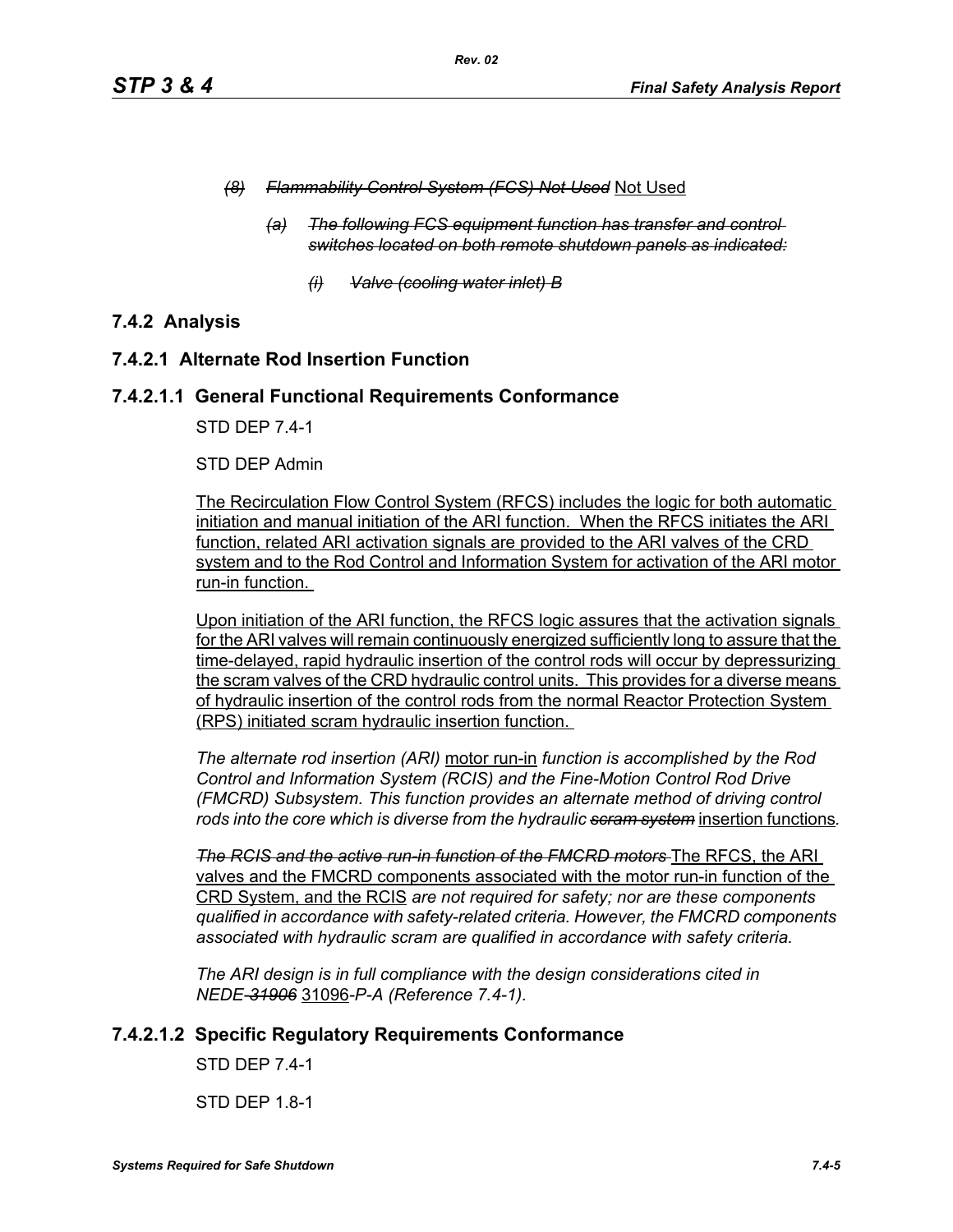*(8)* ~~*Flammability Control System (FCS) Not Used*~~ Not Used

*(a)* ~~*The following FCS equipment function has transfer and control switches located on both remote shutdown panels as indicated:*~~

*(i)* ~~*Valve (cooling water inlet) B*~~

## 7.4.2 Analysis

### 7.4.2.1 Alternate Rod Insertion Function

#### 7.4.2.1.1 General Functional Requirements Conformance

STD DEP 7.4-1

STD DEP Admin

<u>The Recirculation Flow Control System (RFCS) includes the logic for both automatic initiation and manual initiation of the ARI function. When the RFCS initiates the ARI function, related ARI activation signals are provided to the ARI valves of the CRD system and to the Rod Control and Information System for activation of the ARI motor run-in function.</u>

<u>Upon initiation of the ARI function, the RFCS logic assures that the activation signals for the ARI valves will remain continuously energized sufficiently long to assure that the time-delayed, rapid hydraulic insertion of the control rods will occur by depressurizing the scram valves of the CRD hydraulic control units. This provides for a diverse means of hydraulic insertion of the control rods from the normal Reactor Protection System (RPS) initiated scram hydraulic insertion function.</u>

*The alternate rod insertion (ARI)* <u>motor run-in</u> *function is accomplished by the Rod Control and Information System (RCIS) and the Fine-Motion Control Rod Drive (FMCRD) Subsystem. This function provides an alternate method of driving control rods into the core which is diverse from the hydraulic* ~~*scram system*~~ <u>insertion functions</u>*.*

~~*The RCIS and the active run-in function of the FMCRD motors*~~ <u>The RFCS, the ARI valves and the FMCRD components associated with the motor run-in function of the CRD System, and the RCIS</u> *are not required for safety; nor are these components qualified in accordance with safety-related criteria. However, the FMCRD components associated with hydraulic scram are qualified in accordance with safety criteria.*

*The ARI design is in full compliance with the design considerations cited in NEDE*~~*-31906*~~ <u>31096</u>*-P-A (Reference 7.4-1).*

#### 7.4.2.1.2 Specific Regulatory Requirements Conformance

STD DEP 7.4-1

STD DEP 1.8-1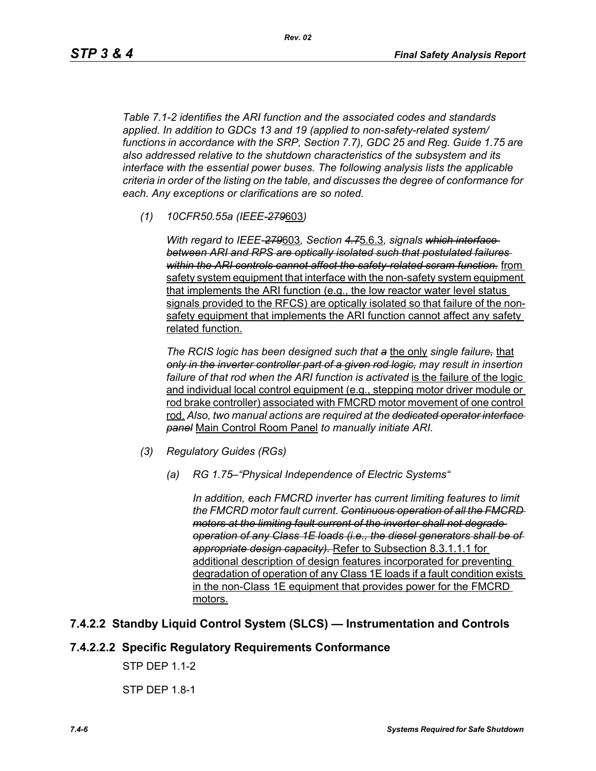*Table 7.1-2 identifies the ARI function and the associated codes and standards applied. In addition to GDCs 13 and 19 (applied to non-safety-related system/ functions in accordance with the SRP, Section 7.7), GDC 25 and Reg. Guide 1.75 are also addressed relative to the shutdown characteristics of the subsystem and its interface with the essential power buses. The following analysis lists the applicable criteria in order of the listing on the table, and discusses the degree of conformance for each. Any exceptions or clarifications are so noted.*

*(1) 10CFR50.55a (IEEE-~~279~~603)*

*With regard to IEEE-~~279~~603, Section ~~4.7~~5.6.3, signals ~~which interface between ARI and RPS are optically isolated such that postulated failures within the ARI controls cannot affect the safety-related scram function.~~* from safety system equipment that interface with the non-safety system equipment that implements the ARI function (e.g., the low reactor water level status signals provided to the RFCS) are optically isolated so that failure of the non-safety equipment that implements the ARI function cannot affect any safety related function.

*The RCIS logic has been designed such that ~~a~~* the only *single failure~~,~~* that *~~only in the inverter controller part of a given rod logic,~~ may result in insertion failure of that rod when the ARI function is activated* is the failure of the logic and individual local control equipment (e.g., stepping motor driver module or rod brake controller) associated with FMCRD motor movement of one control rod. *Also, two manual actions are required at the ~~dedicated operator interface panel~~* Main Control Room Panel *to manually initiate ARI.*

*(3) Regulatory Guides (RGs)*

*(a) RG 1.75–"Physical Independence of Electric Systems"*

*In addition, each FMCRD inverter has current limiting features to limit the FMCRD motor fault current. ~~Continuous operation of all the FMCRD motors at the limiting fault current of the inverter shall not degrade operation of any Class 1E loads (i.e., the diesel generators shall be of appropriate design capacity).~~* Refer to Subsection 8.3.1.1.1 for additional description of design features incorporated for preventing degradation of operation of any Class 1E loads if a fault condition exists in the non-Class 1E equipment that provides power for the FMCRD motors.

## 7.4.2.2 Standby Liquid Control System (SLCS) — Instrumentation and Controls

### 7.4.2.2.2 Specific Regulatory Requirements Conformance

STP DEP 1.1-2

STP DEP 1.8-1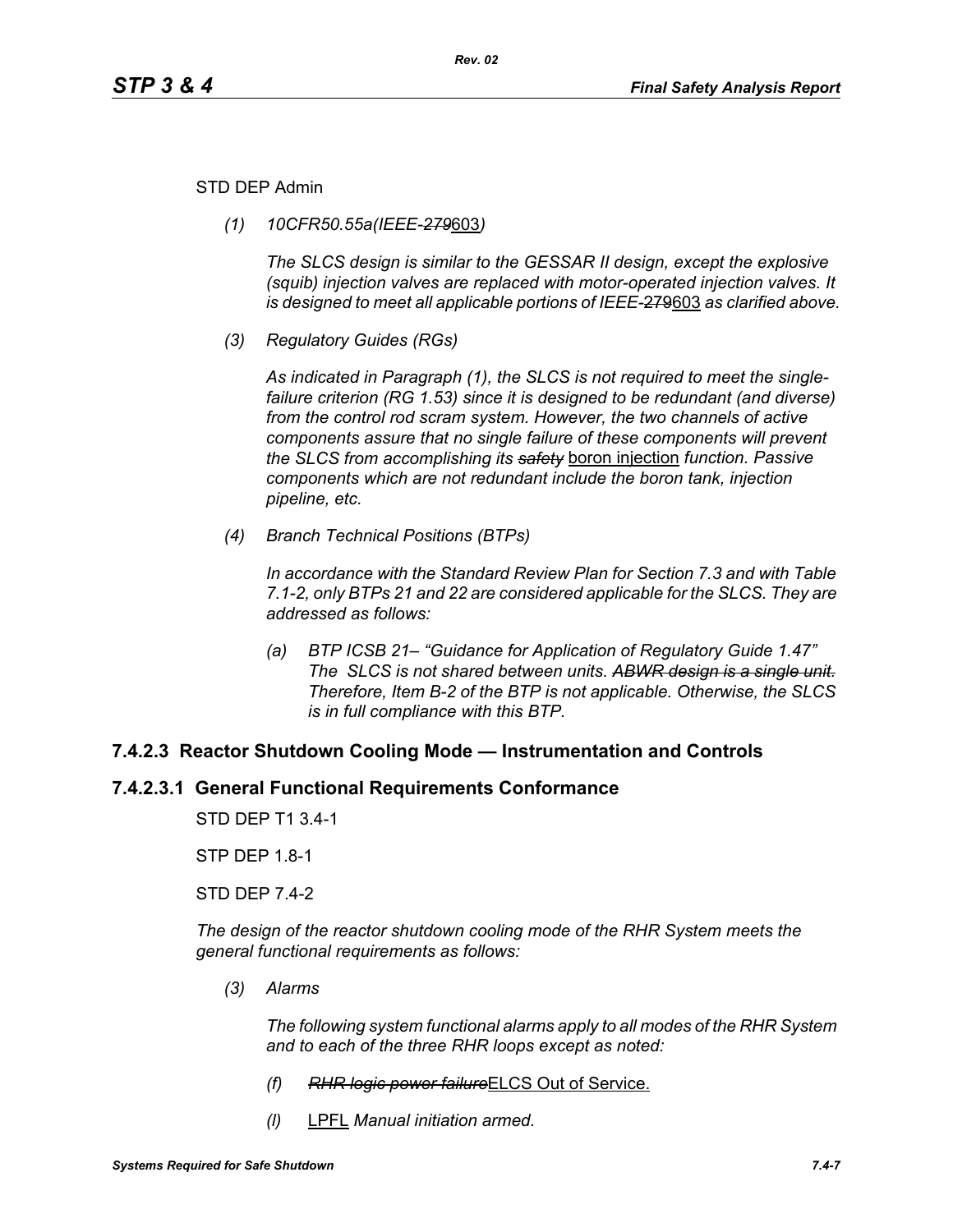STD DEP Admin

*(1) 10CFR50.55a(IEEE-~~279~~603)*

*The SLCS design is similar to the GESSAR II design, except the explosive (squib) injection valves are replaced with motor-operated injection valves. It is designed to meet all applicable portions of IEEE-~~279~~603 as clarified above.*

*(3) Regulatory Guides (RGs)*

*As indicated in Paragraph (1), the SLCS is not required to meet the single-failure criterion (RG 1.53) since it is designed to be redundant (and diverse) from the control rod scram system. However, the two channels of active components assure that no single failure of these components will prevent the SLCS from accomplishing its ~~safety~~* boron injection *function. Passive components which are not redundant include the boron tank, injection pipeline, etc.*

*(4) Branch Technical Positions (BTPs)*

*In accordance with the Standard Review Plan for Section 7.3 and with Table 7.1-2, only BTPs 21 and 22 are considered applicable for the SLCS. They are addressed as follows:*

*(a) BTP ICSB 21– "Guidance for Application of Regulatory Guide 1.47" The SLCS is not shared between units. ~~ABWR design is a single unit.~~ Therefore, Item B-2 of the BTP is not applicable. Otherwise, the SLCS is in full compliance with this BTP.*

## 7.4.2.3 Reactor Shutdown Cooling Mode — Instrumentation and Controls

### 7.4.2.3.1 General Functional Requirements Conformance

STD DEP T1 3.4-1

STP DEP 1.8-1

STD DEP 7.4-2

*The design of the reactor shutdown cooling mode of the RHR System meets the general functional requirements as follows:*

*(3) Alarms*

*The following system functional alarms apply to all modes of the RHR System and to each of the three RHR loops except as noted:*

*(f) ~~RHR logic power failure~~*ELCS Out of Service.

*(l)* LPFL *Manual initiation armed.*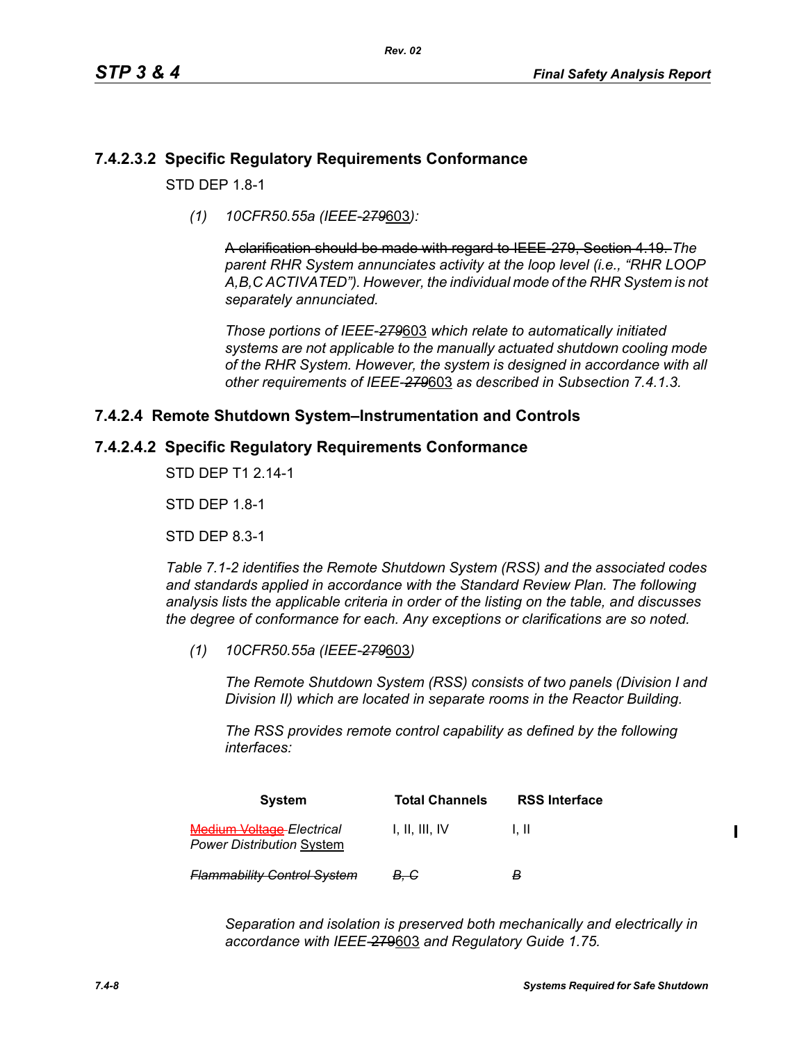## 7.4.2.3.2 Specific Regulatory Requirements Conformance

STD DEP 1.8-1

*(1) 10CFR50.55a (IEEE-~~279~~603):*

~~A clarification should be made with regard to IEEE-279, Section 4.19.~~ *The parent RHR System annunciates activity at the loop level (i.e., "RHR LOOP A,B,C ACTIVATED"). However, the individual mode of the RHR System is not separately annunciated.*

*Those portions of IEEE-~~279~~*603 *which relate to automatically initiated systems are not applicable to the manually actuated shutdown cooling mode of the RHR System. However, the system is designed in accordance with all other requirements of IEEE-~~279~~*603 *as described in Subsection 7.4.1.3.*

## 7.4.2.4 Remote Shutdown System–Instrumentation and Controls

## 7.4.2.4.2 Specific Regulatory Requirements Conformance

STD DEP T1 2.14-1

STD DEP 1.8-1

STD DEP 8.3-1

*Table 7.1-2 identifies the Remote Shutdown System (RSS) and the associated codes and standards applied in accordance with the Standard Review Plan. The following analysis lists the applicable criteria in order of the listing on the table, and discusses the degree of conformance for each. Any exceptions or clarifications are so noted.*

*(1) 10CFR50.55a (IEEE-~~279~~*603*)*

*The Remote Shutdown System (RSS) consists of two panels (Division I and Division II) which are located in separate rooms in the Reactor Building.*

*The RSS provides remote control capability as defined by the following interfaces:*

| System | Total Channels | RSS Interface |
|---|---|---|
| ~~Medium Voltage~~ *Electrical Power Distribution* System | I, II, III, IV | I, II |
| ~~*Flammability Control System*~~ | ~~*B, C*~~ | ~~*B*~~ |

*Separation and isolation is preserved both mechanically and electrically in accordance with IEEE-~~279~~*603 *and Regulatory Guide 1.75.*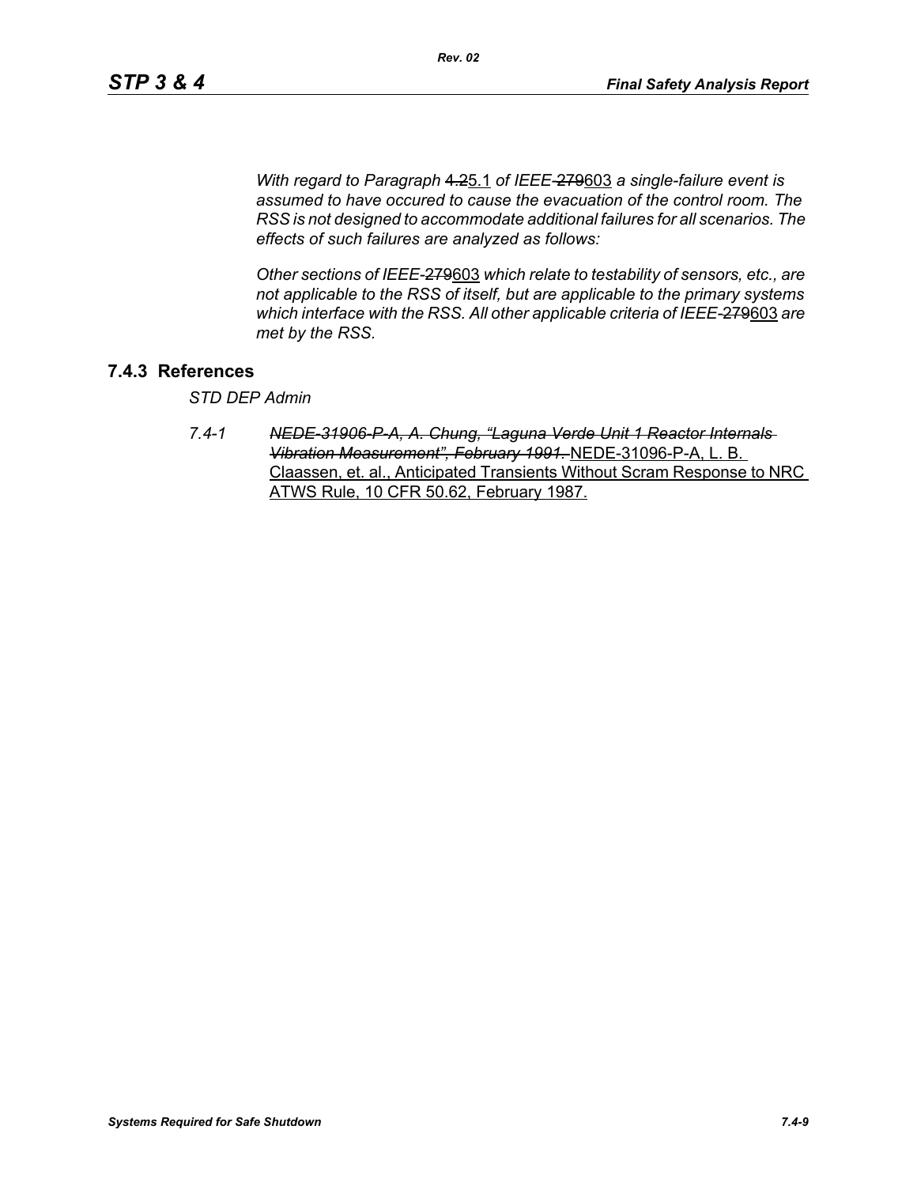*With regard to Paragraph* ~~4.2~~5.1 *of IEEE-*~~279~~603 *a single-failure event is assumed to have occured to cause the evacuation of the control room. The RSS is not designed to accommodate additional failures for all scenarios. The effects of such failures are analyzed as follows:*

*Other sections of IEEE-*~~279~~603 *which relate to testability of sensors, etc., are not applicable to the RSS of itself, but are applicable to the primary systems which interface with the RSS. All other applicable criteria of IEEE-*~~279~~603 *are met by the RSS.*

## 7.4.3 References

*STD DEP Admin*

*7.4-1* ~~*NEDE-31906-P-A, A. Chung, "Laguna Verde Unit 1 Reactor Internals Vibration Measurement", February 1991.*~~ NEDE-31096-P-A, L. B. Claassen, et. al., Anticipated Transients Without Scram Response to NRC ATWS Rule, 10 CFR 50.62, February 1987.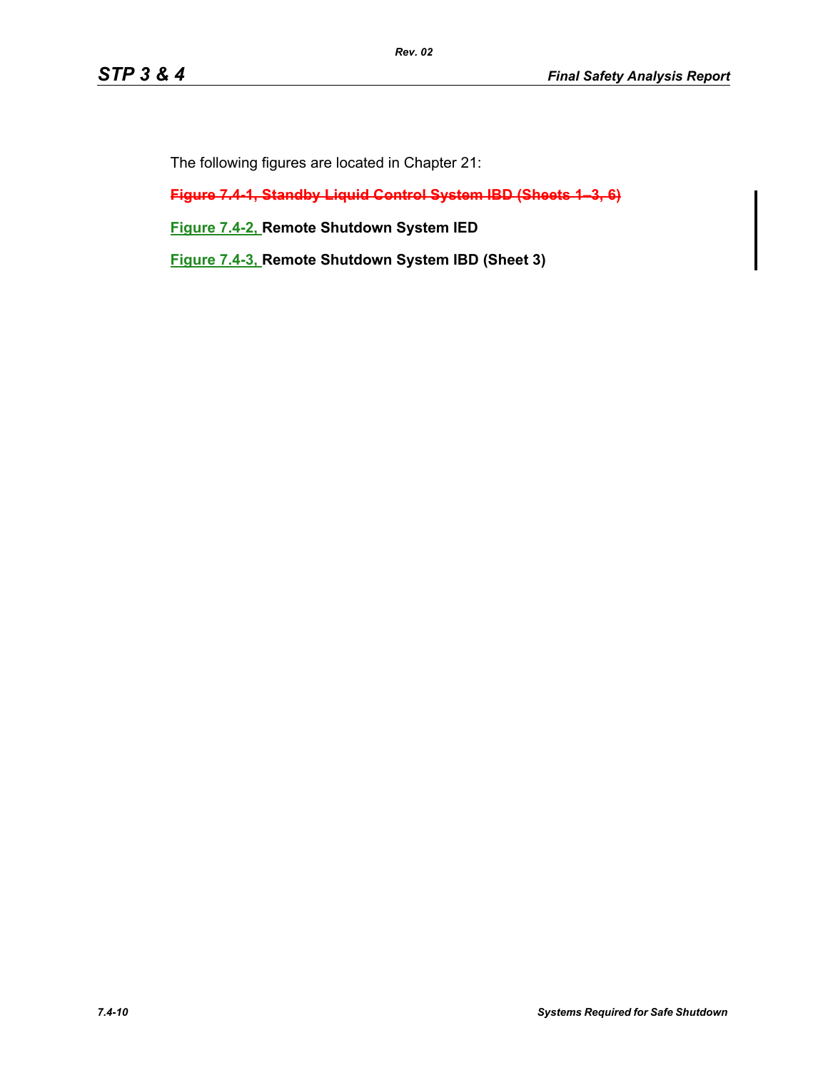The following figures are located in Chapter 21:

~~**Figure 7.4-1, Standby Liquid Control System IBD (Sheets 1–3, 6)**~~

**Figure 7.4-2, Remote Shutdown System IED**

**Figure 7.4-3, Remote Shutdown System IBD (Sheet 3)**